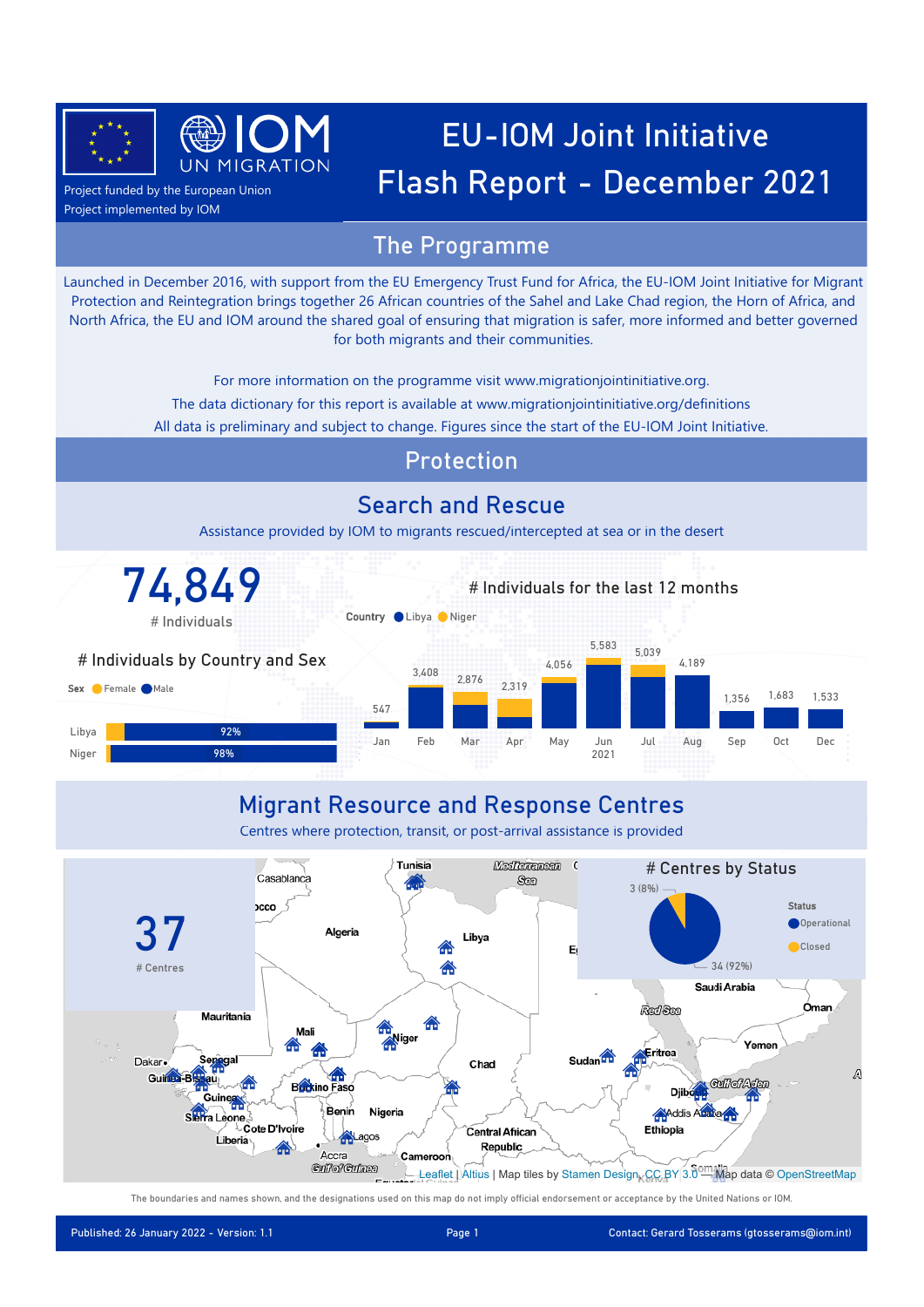Project funded by the European Union
Project implemented by IOM

# EU-IOM Joint Initiative Flash Report - December 2021

## The Programme

Launched in December 2016, with support from the EU Emergency Trust Fund for Africa, the EU-IOM Joint Initiative for Migrant Protection and Reintegration brings together 26 African countries of the Sahel and Lake Chad region, the Horn of Africa, and North Africa, the EU and IOM around the shared goal of ensuring that migration is safer, more informed and better governed for both migrants and their communities.

For more information on the programme visit www.migrationjointinitiative.org.
The data dictionary for this report is available at www.migrationjointinitiative.org/definitions
All data is preliminary and subject to change. Figures since the start of the EU-IOM Joint Initiative.

## Protection

### Search and Rescue

Assistance provided by IOM to migrants rescued/intercepted at sea or in the desert

**74,849**
# Individuals

**# Individuals by Country and Sex**

| Country | Male |
|---|---|
| Libya | 92% |
| Niger | 98% |

**# Individuals for the last 12 months** (Country: Libya, Niger)

| Month | Jan | Feb | Mar | Apr | May | Jun 2021 | Jul | Aug | Sep | Oct | Dec |
|---|---|---|---|---|---|---|---|---|---|---|---|
| # Individuals | 547 | 3,408 | 2,876 | 2,319 | 4,056 | 5,583 | 5,039 | 4,189 | 1,356 | 1,683 | 1,533 |

### Migrant Resource and Response Centres

Centres where protection, transit, or post-arrival assistance is provided

**37**
# Centres

**# Centres by Status**

| Status | # Centres |
|---|---|
| Operational | 34 (92%) |
| Closed | 3 (8%) |

Leaflet | Altius | Map tiles by Stamen Design, CC BY 3.0 — Map data © OpenStreetMap

The boundaries and names shown, and the designations used on this map do not imply official endorsement or acceptance by the United Nations or IOM.

Published: 26 January 2022 - Version: 1.1 | Contact: Gerard Tosserams (gtosserams@iom.int)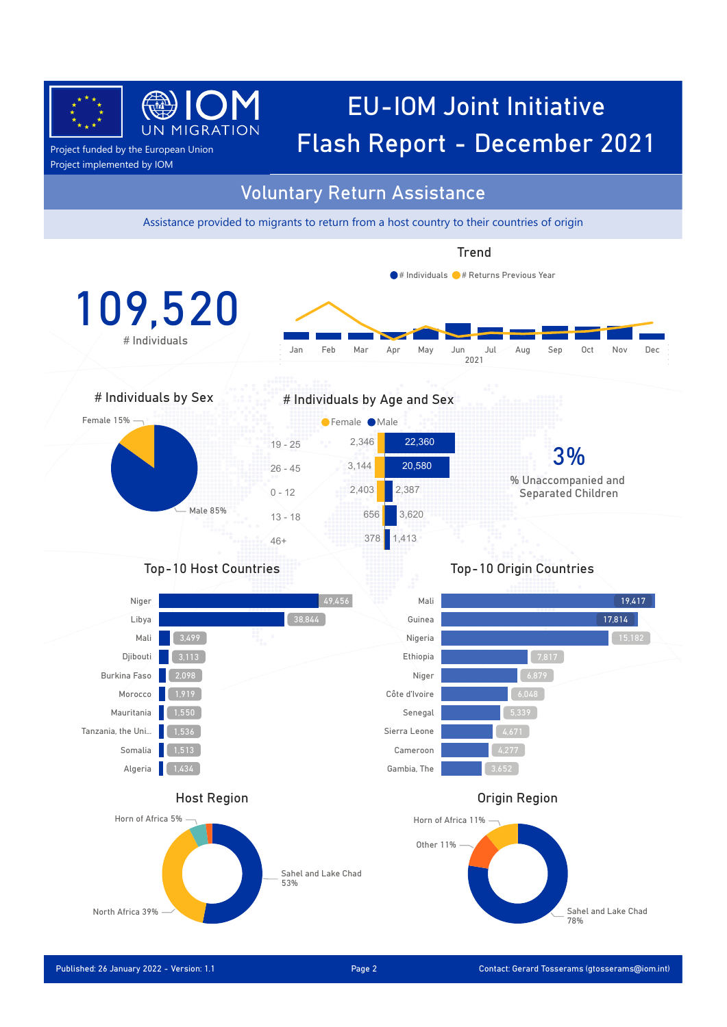# EU-IOM Joint Initiative Flash Report - December 2021

Project funded by the European Union
Project implemented by IOM

## Voluntary Return Assistance

Assistance provided to migrants to return from a host country to their countries of origin

**109,520**
# Individuals

### Trend

● # Individuals ● # Returns Previous Year

Jan Feb Mar Apr May Jun Jul Aug Sep Oct Nov Dec
2021

### # Individuals by Sex

- Female 15%
- Male 85%

### # Individuals by Age and Sex

| Age | Female | Male |
|---|---|---|
| 19 - 25 | 2,346 | 22,360 |
| 26 - 45 | 3,144 | 20,580 |
| 0 - 12 | 2,403 | 2,387 |
| 13 - 18 | 656 | 3,620 |
| 46+ | 378 | 1,413 |

**3%**
% Unaccompanied and Separated Children

### Top-10 Host Countries

| Country | # Individuals |
|---|---|
| Niger | 49,456 |
| Libya | 38,844 |
| Mali | 3,499 |
| Djibouti | 3,113 |
| Burkina Faso | 2,098 |
| Morocco | 1,919 |
| Mauritania | 1,550 |
| Tanzania, the Uni... | 1,536 |
| Somalia | 1,513 |
| Algeria | 1,434 |

### Top-10 Origin Countries

| Country | # Individuals |
|---|---|
| Mali | 19,417 |
| Guinea | 17,814 |
| Nigeria | 15,182 |
| Ethiopia | 7,817 |
| Niger | 6,879 |
| Côte d'Ivoire | 6,048 |
| Senegal | 5,339 |
| Sierra Leone | 4,671 |
| Cameroon | 4,277 |
| Gambia, The | 3,652 |

### Host Region

- Sahel and Lake Chad 53%
- North Africa 39%
- Horn of Africa 5%

### Origin Region

- Sahel and Lake Chad 78%
- Horn of Africa 11%
- Other 11%

Published: 26 January 2022 - Version: 1.1

Contact: Gerard Tosserams (gtosserams@iom.int)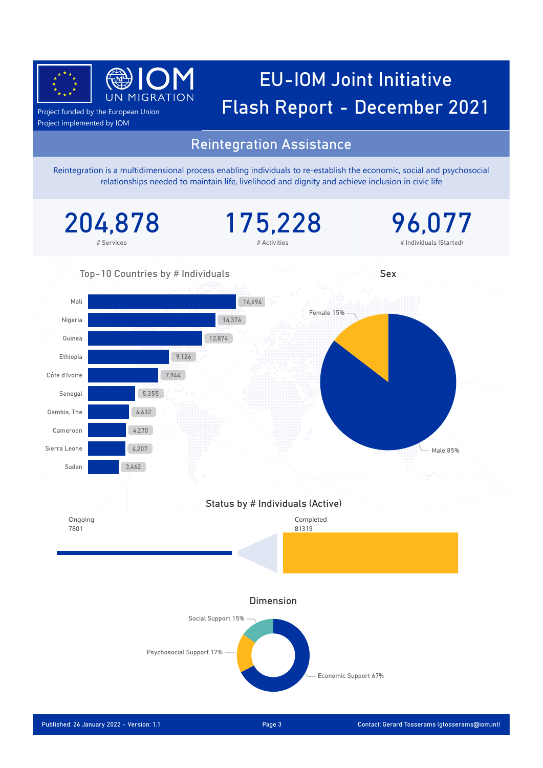Project funded by the European Union
Project implemented by IOM

# EU-IOM Joint Initiative Flash Report - December 2021

## Reintegration Assistance

Reintegration is a multidimensional process enabling individuals to re-establish the economic, social and psychosocial relationships needed to maintain life, livelihood and dignity and achieve inclusion in civic life

| 204,878 | 175,228 | 96,077 |
|---|---|---|
| # Services | # Activities | # Individuals (Started) |

### Top-10 Countries by # Individuals

| Country | # Individuals |
|---|---|
| Mali | 16,694 |
| Nigeria | 14,374 |
| Guinea | 12,874 |
| Ethiopia | 9,126 |
| Côte d'Ivoire | 7,944 |
| Senegal | 5,355 |
| Gambia, The | 4,632 |
| Cameroon | 4,270 |
| Sierra Leone | 4,207 |
| Sudan | 3,462 |

### Sex

| Sex | % |
|---|---|
| Female | 15% |
| Male | 85% |

### Status by # Individuals (Active)

| Status | # Individuals |
|---|---|
| Ongoing | 7801 |
| Completed | 81319 |

### Dimension

| Dimension | % |
|---|---|
| Social Support | 15% |
| Psychosocial Support | 17% |
| Economic Support | 67% |

Published: 26 January 2022 - Version: 1.1

Contact: Gerard Tosserams (gtosserams@iom.int)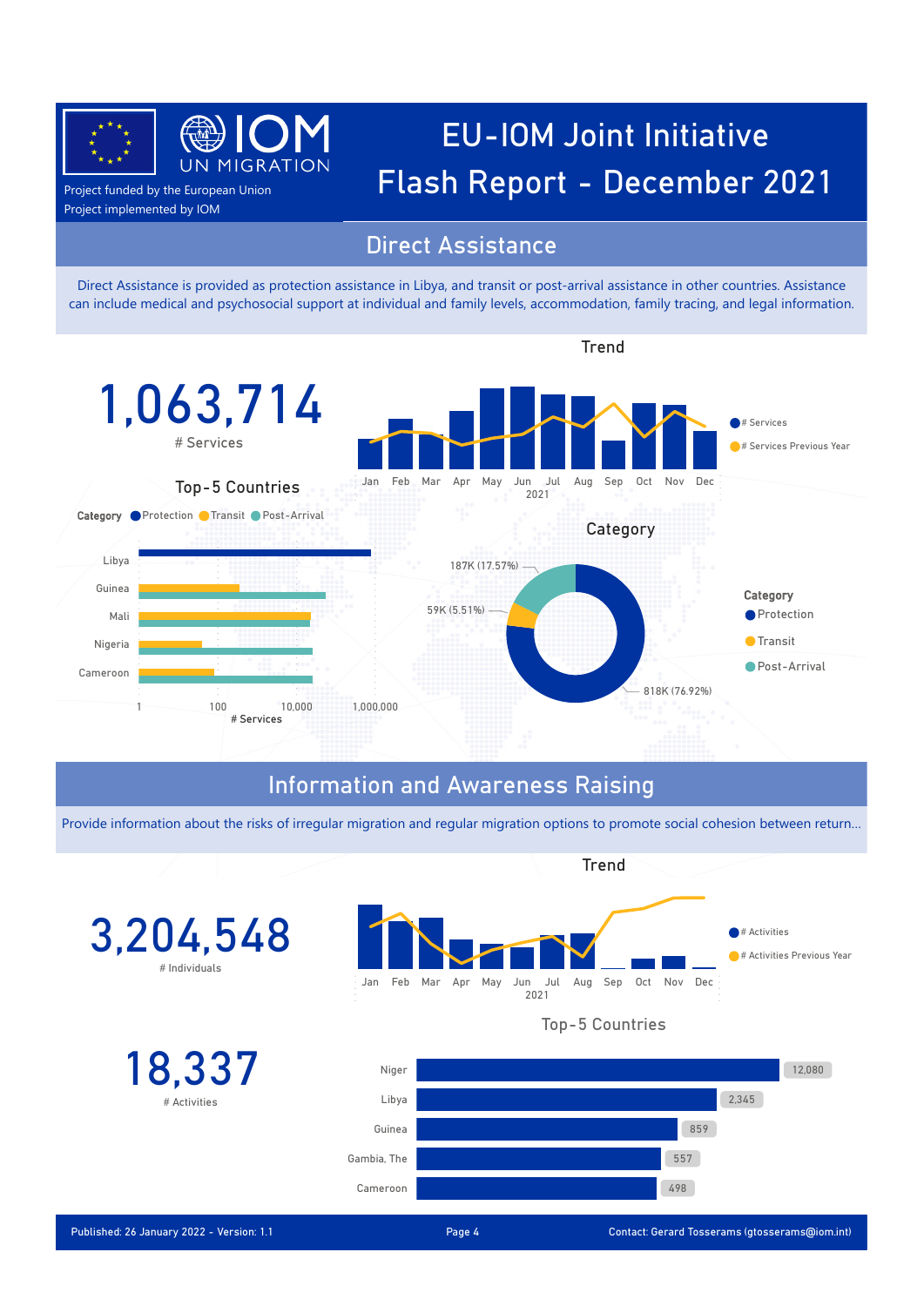Project funded by the European Union
Project implemented by IOM

# EU-IOM Joint Initiative Flash Report - December 2021

## Direct Assistance

Direct Assistance is provided as protection assistance in Libya, and transit or post-arrival assistance in other countries. Assistance can include medical and psychosocial support at individual and family levels, accommodation, family tracing, and legal information.

**1,063,714**
# Services

### Trend

Jan Feb Mar Apr May Jun Jul Aug Sep Oct Nov Dec
2021

# Services / # Services Previous Year

### Top-5 Countries

Category: Protection, Transit, Post-Arrival

Libya, Guinea, Mali, Nigeria, Cameroon

1 | 100 | 10,000 | 1,000,000
# Services

### Category

| Category | Services |
|---|---|
| Protection | 818K (76.92%) |
| Transit | 59K (5.51%) |
| Post-Arrival | 187K (17.57%) |

## Information and Awareness Raising

Provide information about the risks of irregular migration and regular migration options to promote social cohesion between return...

**3,204,548**
# Individuals

**18,337**
# Activities

### Trend

Jan Feb Mar Apr May Jun Jul Aug Sep Oct Nov Dec
2021

# Activities / # Activities Previous Year

### Top-5 Countries

| Country | # Activities |
|---|---|
| Niger | 12,080 |
| Libya | 2,345 |
| Guinea | 859 |
| Gambia, The | 557 |
| Cameroon | 498 |

Published: 26 January 2022 - Version: 1.1

Contact: Gerard Tosserams (gtosserams@iom.int)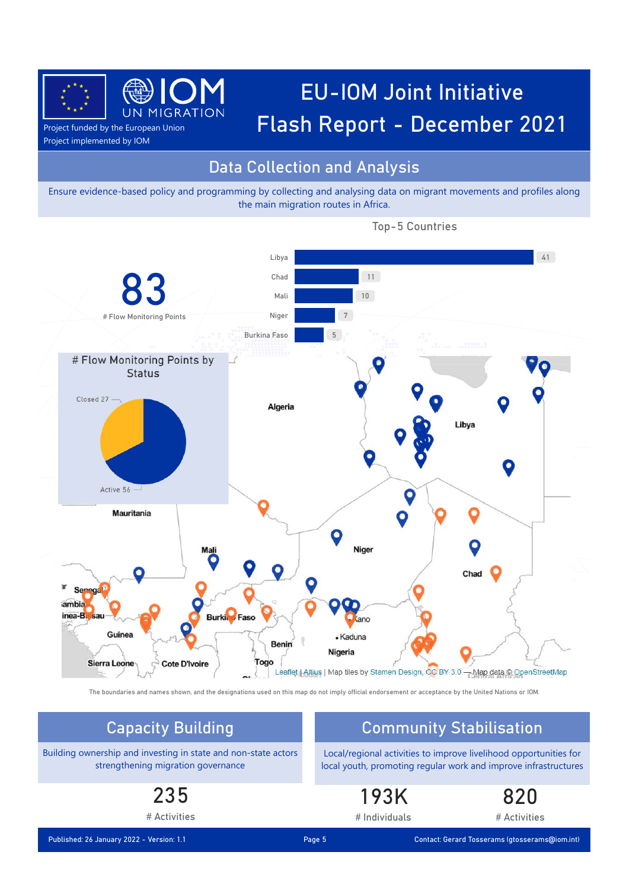# EU-IOM Joint Initiative Flash Report - December 2021

Project funded by the European Union
Project implemented by IOM

## Data Collection and Analysis

Ensure evidence-based policy and programming by collecting and analysing data on migrant movements and profiles along the main migration routes in Africa.

**83**
# Flow Monitoring Points

### Top-5 Countries

| Country | # |
|---|---|
| Libya | 41 |
| Chad | 11 |
| Mali | 10 |
| Niger | 7 |
| Burkina Faso | 5 |

### # Flow Monitoring Points by Status

| Status | # |
|---|---|
| Closed | 27 |
| Active | 56 |

Leaflet | Altius | Map tiles by Stamen Design, CC BY 3.0 — Map data © OpenStreetMap

The boundaries and names shown, and the designations used on this map do not imply official endorsement or acceptance by the United Nations or IOM.

## Capacity Building

Building ownership and investing in state and non-state actors strengthening migration governance

**235**
# Activities

## Community Stabilisation

Local/regional activities to improve livelihood opportunities for local youth, promoting regular work and improve infrastructures

**193K**
# Individuals

**820**
# Activities

Published: 26 January 2022 - Version: 1.1

Contact: Gerard Tosserams (gtosserams@iom.int)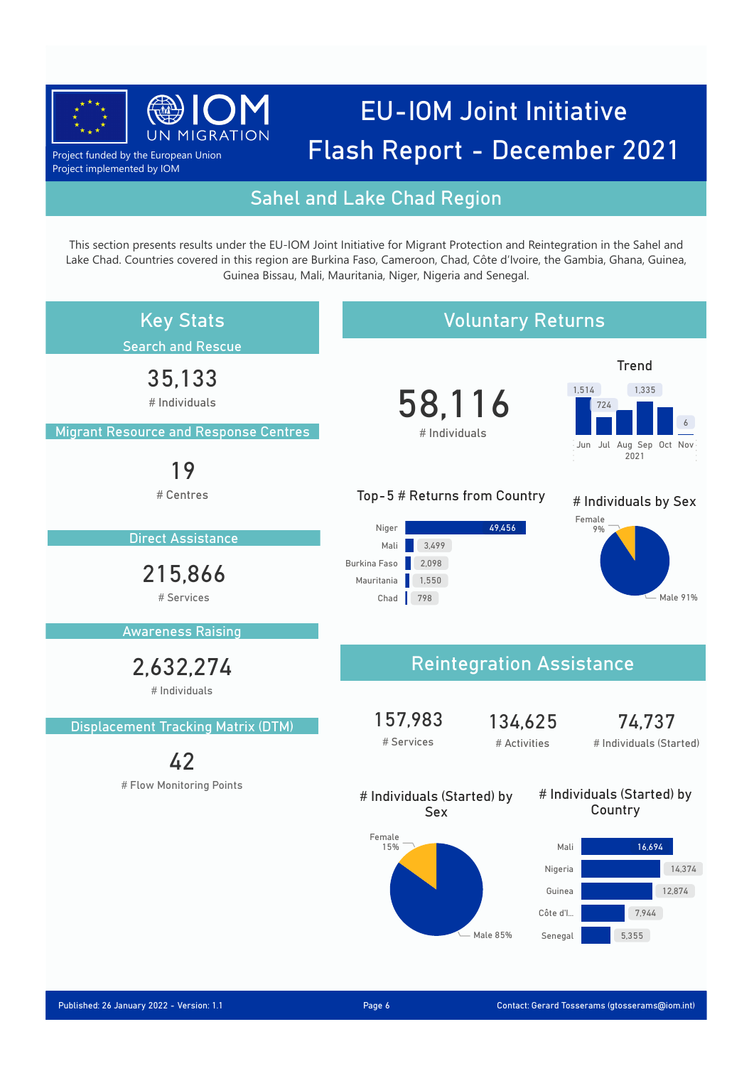Project funded by the European Union
Project implemented by IOM

# EU-IOM Joint Initiative Flash Report - December 2021

## Sahel and Lake Chad Region

This section presents results under the EU-IOM Joint Initiative for Migrant Protection and Reintegration in the Sahel and Lake Chad. Countries covered in this region are Burkina Faso, Cameroon, Chad, Côte d'Ivoire, the Gambia, Ghana, Guinea, Guinea Bissau, Mali, Mauritania, Niger, Nigeria and Senegal.

## Key Stats

### Search and Rescue

**35,133**
# Individuals

### Migrant Resource and Response Centres

**19**
# Centres

### Direct Assistance

**215,866**
# Services

### Awareness Raising

**2,632,274**
# Individuals

### Displacement Tracking Matrix (DTM)

**42**
# Flow Monitoring Points

## Voluntary Returns

**58,116**
# Individuals

### Trend

| Jun | Jul | Aug | Sep | Oct | Nov |
|---|---|---|---|---|---|
| 1,514 | 724 | | 1,335 | | 6 |

2021

### Top-5 # Returns from Country

| Country | # Returns |
|---|---|
| Niger | 49,456 |
| Mali | 3,499 |
| Burkina Faso | 2,098 |
| Mauritania | 1,550 |
| Chad | 798 |

### # Individuals by Sex

- Female 9%
- Male 91%

## Reintegration Assistance

**157,983**
# Services

**134,625**
# Activities

**74,737**
# Individuals (Started)

### # Individuals (Started) by Sex

- Female 15%
- Male 85%

### # Individuals (Started) by Country

| Country | # Individuals |
|---|---|
| Mali | 16,694 |
| Nigeria | 14,374 |
| Guinea | 12,874 |
| Côte d'I... | 7,944 |
| Senegal | 5,355 |

Published: 26 January 2022 - Version: 1.1

Contact: Gerard Tosserams (gtosserams@iom.int)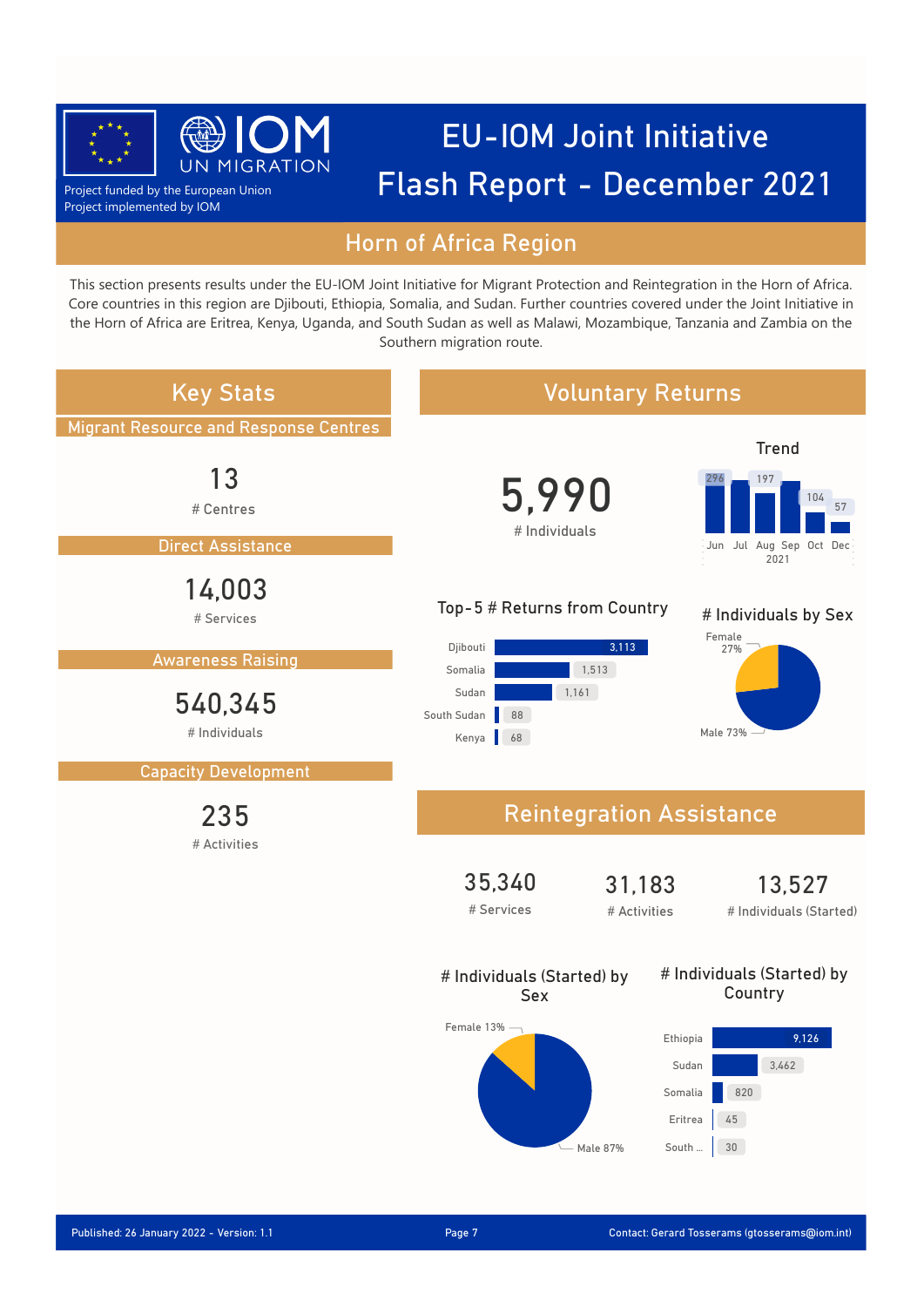# EU-IOM Joint Initiative Flash Report - December 2021

Project funded by the European Union
Project implemented by IOM

## Horn of Africa Region

This section presents results under the EU-IOM Joint Initiative for Migrant Protection and Reintegration in the Horn of Africa. Core countries in this region are Djibouti, Ethiopia, Somalia, and Sudan. Further countries covered under the Joint Initiative in the Horn of Africa are Eritrea, Kenya, Uganda, and South Sudan as well as Malawi, Mozambique, Tanzania and Zambia on the Southern migration route.

## Key Stats

### Migrant Resource and Response Centres

**13**
# Centres

### Direct Assistance

**14,003**
# Services

### Awareness Raising

**540,345**
# Individuals

### Capacity Development

**235**
# Activities

## Voluntary Returns

**5,990**
# Individuals

### Trend

| Jun | Jul | Aug | Sep | Oct | Dec |
|---|---|---|---|---|---|
| 296 | | | 197 | 104 | 57 |

2021

### Top-5 # Returns from Country

| Country | Returns |
|---|---|
| Djibouti | 3,113 |
| Somalia | 1,513 |
| Sudan | 1,161 |
| South Sudan | 88 |
| Kenya | 68 |

### # Individuals by Sex

- Female 27%
- Male 73%

## Reintegration Assistance

**35,340**
# Services

**31,183**
# Activities

**13,527**
# Individuals (Started)

### # Individuals (Started) by Sex

- Female 13%
- Male 87%

### # Individuals (Started) by Country

| Country | Individuals |
|---|---|
| Ethiopia | 9,126 |
| Sudan | 3,462 |
| Somalia | 820 |
| Eritrea | 45 |
| South ... | 30 |

Published: 26 January 2022 - Version: 1.1

Contact: Gerard Tosserams (gtosserams@iom.int)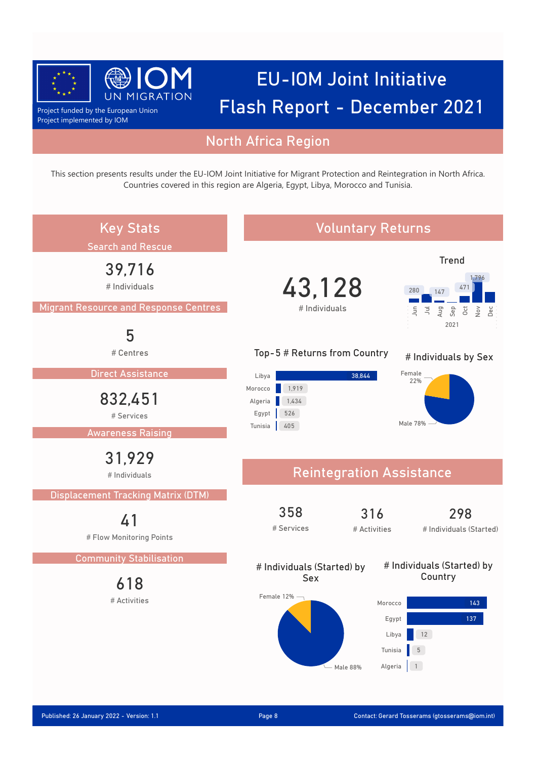# EU-IOM Joint Initiative Flash Report - December 2021

Project funded by the European Union
Project implemented by IOM

## North Africa Region

This section presents results under the EU-IOM Joint Initiative for Migrant Protection and Reintegration in North Africa. Countries covered in this region are Algeria, Egypt, Libya, Morocco and Tunisia.

## Key Stats

### Search and Rescue

**39,716**
# Individuals

### Migrant Resource and Response Centres

**5**
# Centres

### Direct Assistance

**832,451**
# Services

### Awareness Raising

**31,929**
# Individuals

### Displacement Tracking Matrix (DTM)

**41**
# Flow Monitoring Points

### Community Stabilisation

**618**
# Activities

## Voluntary Returns

**43,128**
# Individuals

### Trend (2021)

| Month | Individuals |
|---|---|
| Jun | 280 |
| Jul | |
| Aug | 147 |
| Sep | |
| Oct | 471 |
| Nov | 1,796 |
| Dec | |

### Top-5 # Returns from Country

| Country | Returns |
|---|---|
| Libya | 38,844 |
| Morocco | 1,919 |
| Algeria | 1,434 |
| Egypt | 526 |
| Tunisia | 405 |

### # Individuals by Sex

- Female 22%
- Male 78%

## Reintegration Assistance

**358**
# Services

**316**
# Activities

**298**
# Individuals (Started)

### # Individuals (Started) by Sex

- Female 12%
- Male 88%

### # Individuals (Started) by Country

| Country | Individuals (Started) |
|---|---|
| Morocco | 143 |
| Egypt | 137 |
| Libya | 12 |
| Tunisia | 5 |
| Algeria | 1 |

Published: 26 January 2022 - Version: 1.1

Contact: Gerard Tosserams (gtosserams@iom.int)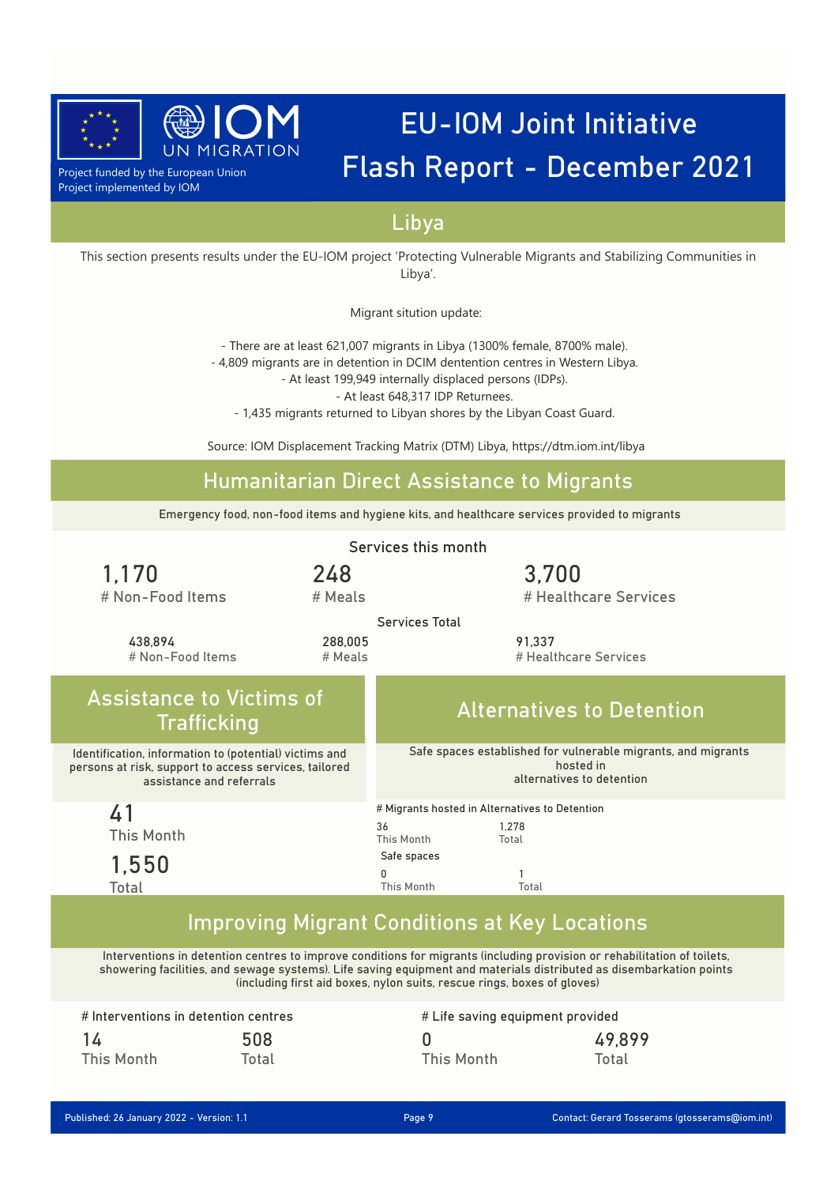Project funded by the European Union
Project implemented by IOM

# EU-IOM Joint Initiative Flash Report - December 2021

## Libya

This section presents results under the EU-IOM project 'Protecting Vulnerable Migrants and Stabilizing Communities in Libya'.

Migrant situtation update:

- There are at least 621,007 migrants in Libya (1300% female, 8700% male).
- 4,809 migrants are in detention in DCIM dentention centres in Western Libya.
- At least 199,949 internally displaced persons (IDPs).
- At least 648,317 IDP Returnees.
- 1,435 migrants returned to Libyan shores by the Libyan Coast Guard.

Source: IOM Displacement Tracking Matrix (DTM) Libya, https://dtm.iom.int/libya

## Humanitarian Direct Assistance to Migrants

Emergency food, non-food items and hygiene kits, and healthcare services provided to migrants

Services this month

1,170
# Non-Food Items

248
# Meals

3,700
# Healthcare Services

Services Total

438,894
# Non-Food Items

288,005
# Meals

91,337
# Healthcare Services

## Assistance to Victims of Trafficking

Identification, information to (potential) victims and persons at risk, support to access services, tailored assistance and referrals

41
This Month

1,550
Total

## Alternatives to Detention

Safe spaces established for vulnerable migrants, and migrants hosted in alternatives to detention

# Migrants hosted in Alternatives to Detention

36
This Month

1,278
Total

Safe spaces

0
This Month

1
Total

## Improving Migrant Conditions at Key Locations

Interventions in detention centres to improve conditions for migrants (including provision or rehabilitation of toilets, showering facilities, and sewage systems). Life saving equipment and materials distributed as disembarkation points (including first aid boxes, nylon suits, rescue rings, boxes of gloves)

# Interventions in detention centres

14
This Month

508
Total

# Life saving equipment provided

0
This Month

49,899
Total

Published: 26 January 2022 - Version: 1.1

Contact: Gerard Tosserams (gtosserams@iom.int)